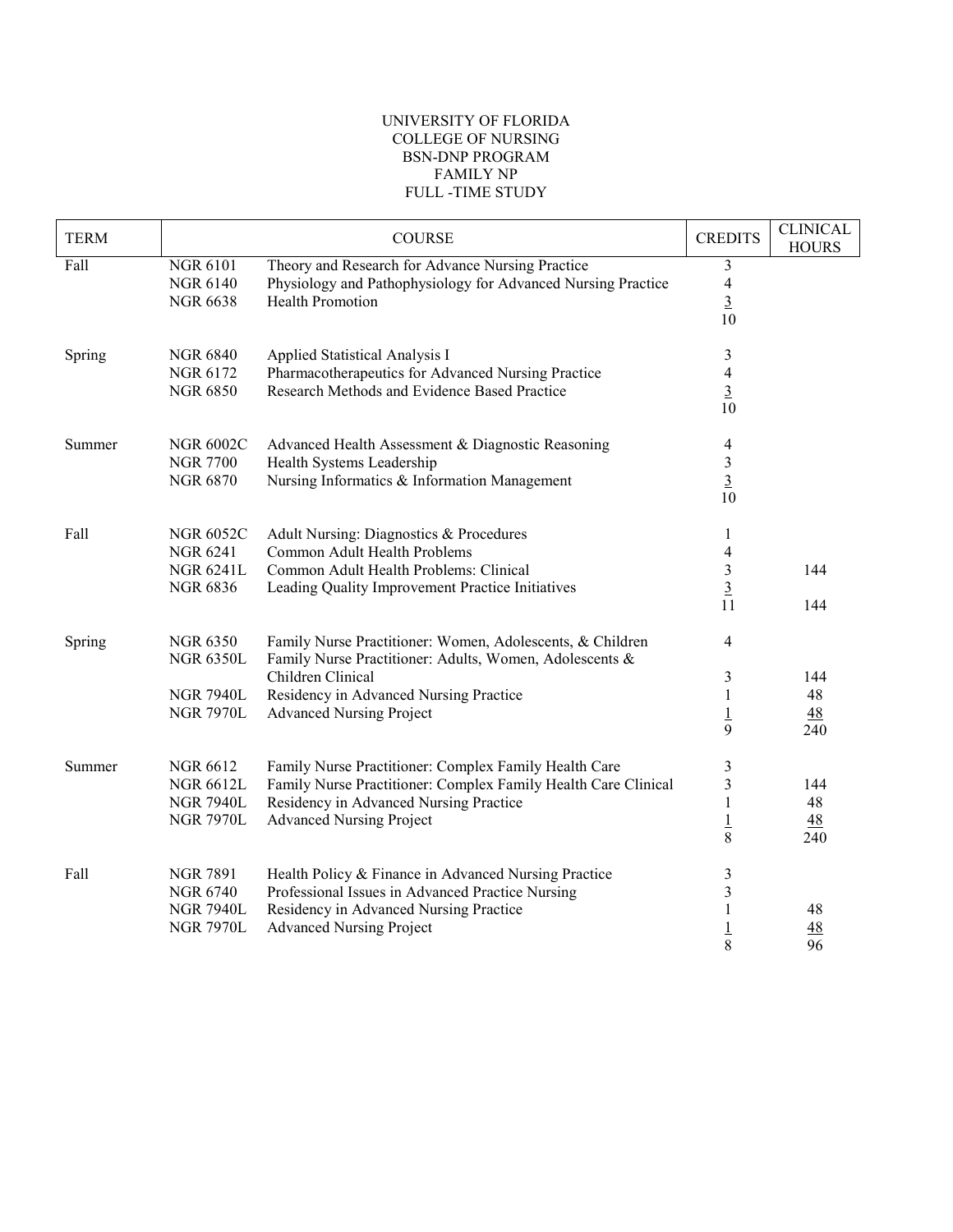UNIVERSITY OF FLORIDA
COLLEGE OF NURSING
BSN-DNP PROGRAM
FAMILY NP
FULL -TIME STUDY

| TERM | COURSE | | CREDITS | CLINICAL HOURS |
|---|---|---|---|---|
| Fall | NGR 6101 | Theory and Research for Advance Nursing Practice | 3 | |
| | NGR 6140 | Physiology and Pathophysiology for Advanced Nursing Practice | 4 | |
| | NGR 6638 | Health Promotion | 3 | |
| | | | 10 | |
| Spring | NGR 6840 | Applied Statistical Analysis I | 3 | |
| | NGR 6172 | Pharmacotherapeutics for Advanced Nursing Practice | 4 | |
| | NGR 6850 | Research Methods and Evidence Based Practice | 3 | |
| | | | 10 | |
| Summer | NGR 6002C | Advanced Health Assessment & Diagnostic Reasoning | 4 | |
| | NGR 7700 | Health Systems Leadership | 3 | |
| | NGR 6870 | Nursing Informatics & Information Management | 3 | |
| | | | 10 | |
| Fall | NGR 6052C | Adult Nursing: Diagnostics & Procedures | 1 | |
| | NGR 6241 | Common Adult Health Problems | 4 | |
| | NGR 6241L | Common Adult Health Problems: Clinical | 3 | 144 |
| | NGR 6836 | Leading Quality Improvement Practice Initiatives | 3 | |
| | | | 11 | 144 |
| Spring | NGR 6350 | Family Nurse Practitioner: Women, Adolescents, & Children | 4 | |
| | NGR 6350L | Family Nurse Practitioner: Adults, Women, Adolescents & Children Clinical | 3 | 144 |
| | NGR 7940L | Residency in Advanced Nursing Practice | 1 | 48 |
| | NGR 7970L | Advanced Nursing Project | 1 | 48 |
| | | | 9 | 240 |
| Summer | NGR 6612 | Family Nurse Practitioner: Complex Family Health Care | 3 | |
| | NGR 6612L | Family Nurse Practitioner: Complex Family Health Care Clinical | 3 | 144 |
| | NGR 7940L | Residency in Advanced Nursing Practice | 1 | 48 |
| | NGR 7970L | Advanced Nursing Project | 1 | 48 |
| | | | 8 | 240 |
| Fall | NGR 7891 | Health Policy & Finance in Advanced Nursing Practice | 3 | |
| | NGR 6740 | Professional Issues in Advanced Practice Nursing | 3 | |
| | NGR 7940L | Residency in Advanced Nursing Practice | 1 | 48 |
| | NGR 7970L | Advanced Nursing Project | 1 | 48 |
| | | | 8 | 96 |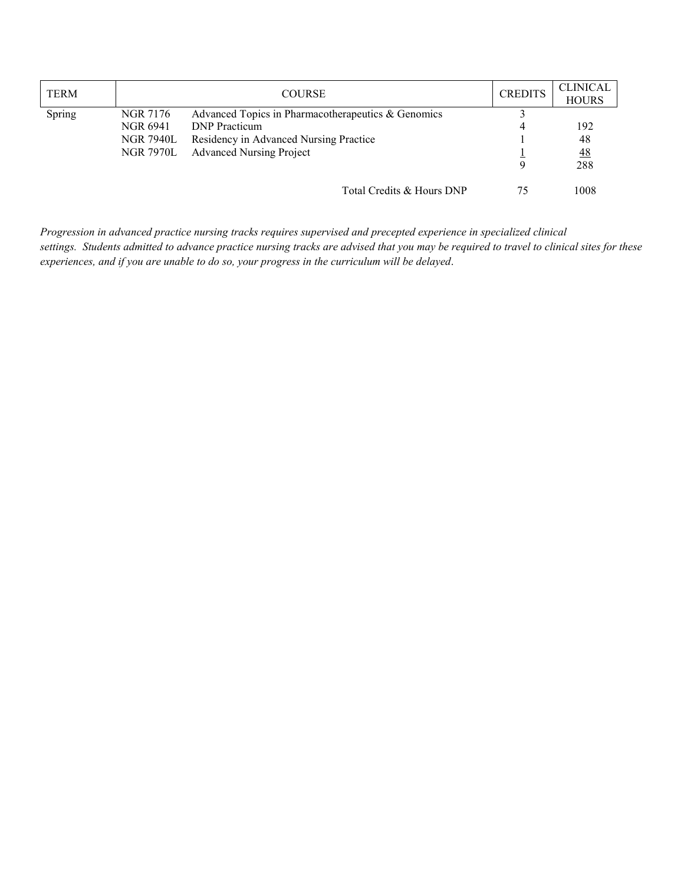| TERM | COURSE | | CREDITS | CLINICAL HOURS |
|---|---|---|---|---|
| Spring | NGR 7176 | Advanced Topics in Pharmacotherapeutics & Genomics | 3 | |
| | NGR 6941 | DNP Practicum | 4 | 192 |
| | NGR 7940L | Residency in Advanced Nursing Practice | 1 | 48 |
| | NGR 7970L | Advanced Nursing Project | 1 | 48 |
| | | | 9 | 288 |
| | | Total Credits & Hours DNP | 75 | 1008 |

*Progression in advanced practice nursing tracks requires supervised and precepted experience in specialized clinical settings. Students admitted to advance practice nursing tracks are advised that you may be required to travel to clinical sites for these experiences, and if you are unable to do so, your progress in the curriculum will be delayed*.